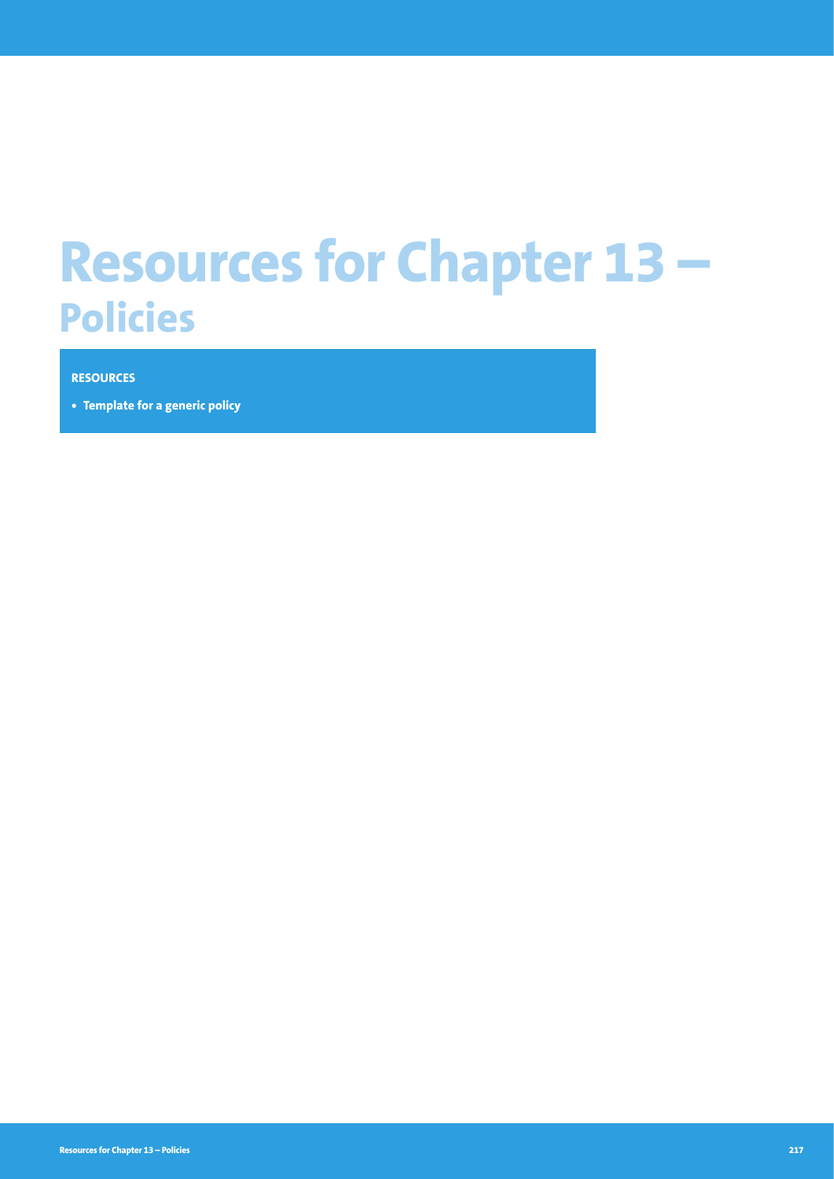# Resources for Chapter 13 – Policies

**RESOURCES**

- **Template for a generic policy**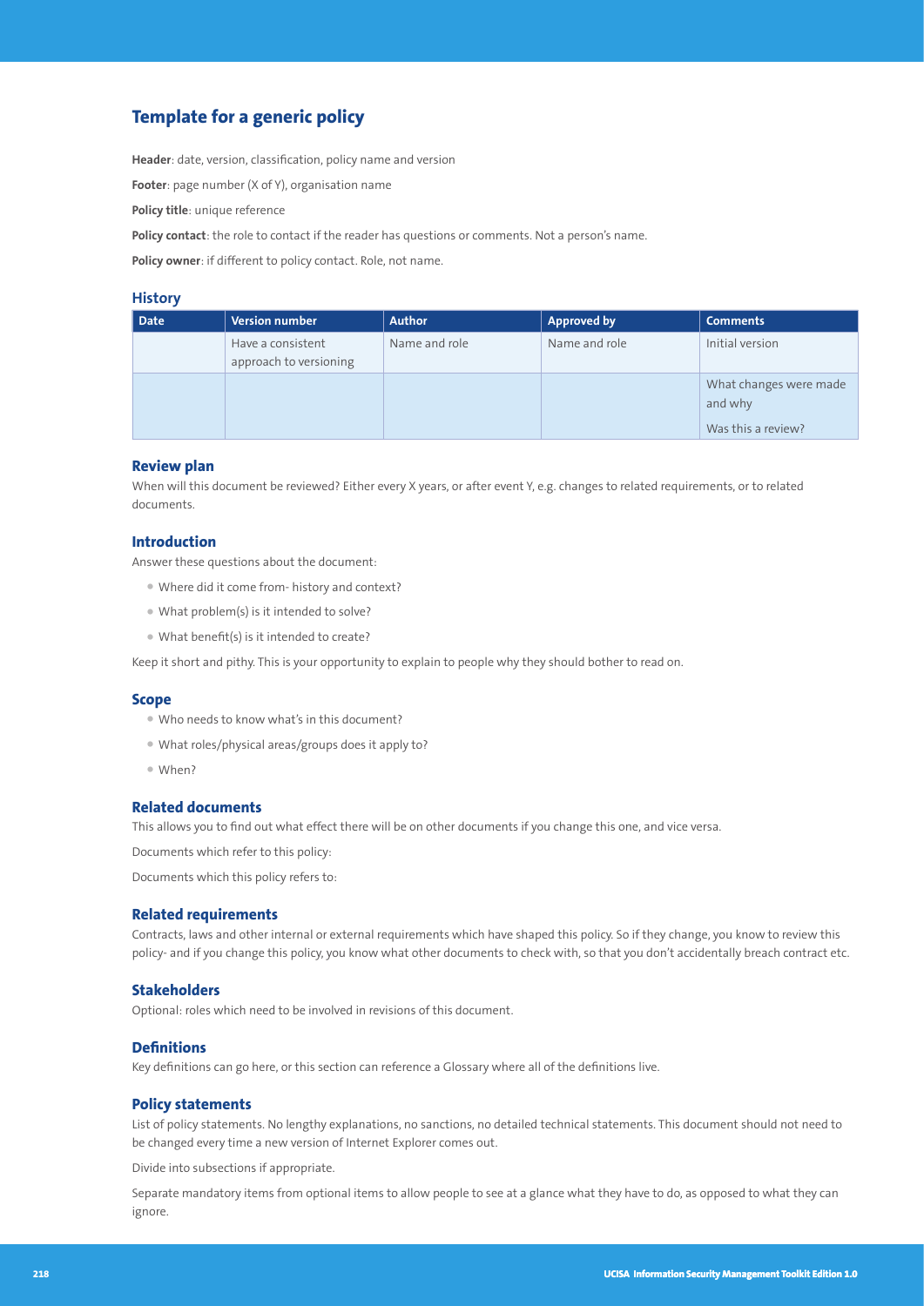## Template for a generic policy

**Header**: date, version, classification, policy name and version

**Footer**: page number (X of Y), organisation name

**Policy title**: unique reference

**Policy contact**: the role to contact if the reader has questions or comments. Not a person's name.

**Policy owner**: if different to policy contact. Role, not name.

### History

| Date | Version number | Author | Approved by | Comments |
|---|---|---|---|---|
| | Have a consistent approach to versioning | Name and role | Name and role | Initial version |
| | | | | What changes were made and why<br><br>Was this a review? |

### Review plan

When will this document be reviewed? Either every X years, or after event Y, e.g. changes to related requirements, or to related documents.

### Introduction

Answer these questions about the document:

- Where did it come from- history and context?
- What problem(s) is it intended to solve?
- What benefit(s) is it intended to create?

Keep it short and pithy. This is your opportunity to explain to people why they should bother to read on.

### Scope

- Who needs to know what's in this document?
- What roles/physical areas/groups does it apply to?
- When?

### Related documents

This allows you to find out what effect there will be on other documents if you change this one, and vice versa.

Documents which refer to this policy:

Documents which this policy refers to:

### Related requirements

Contracts, laws and other internal or external requirements which have shaped this policy. So if they change, you know to review this policy- and if you change this policy, you know what other documents to check with, so that you don't accidentally breach contract etc.

### Stakeholders

Optional: roles which need to be involved in revisions of this document.

### Definitions

Key definitions can go here, or this section can reference a Glossary where all of the definitions live.

### Policy statements

List of policy statements. No lengthy explanations, no sanctions, no detailed technical statements. This document should not need to be changed every time a new version of Internet Explorer comes out.

Divide into subsections if appropriate.

Separate mandatory items from optional items to allow people to see at a glance what they have to do, as opposed to what they can ignore.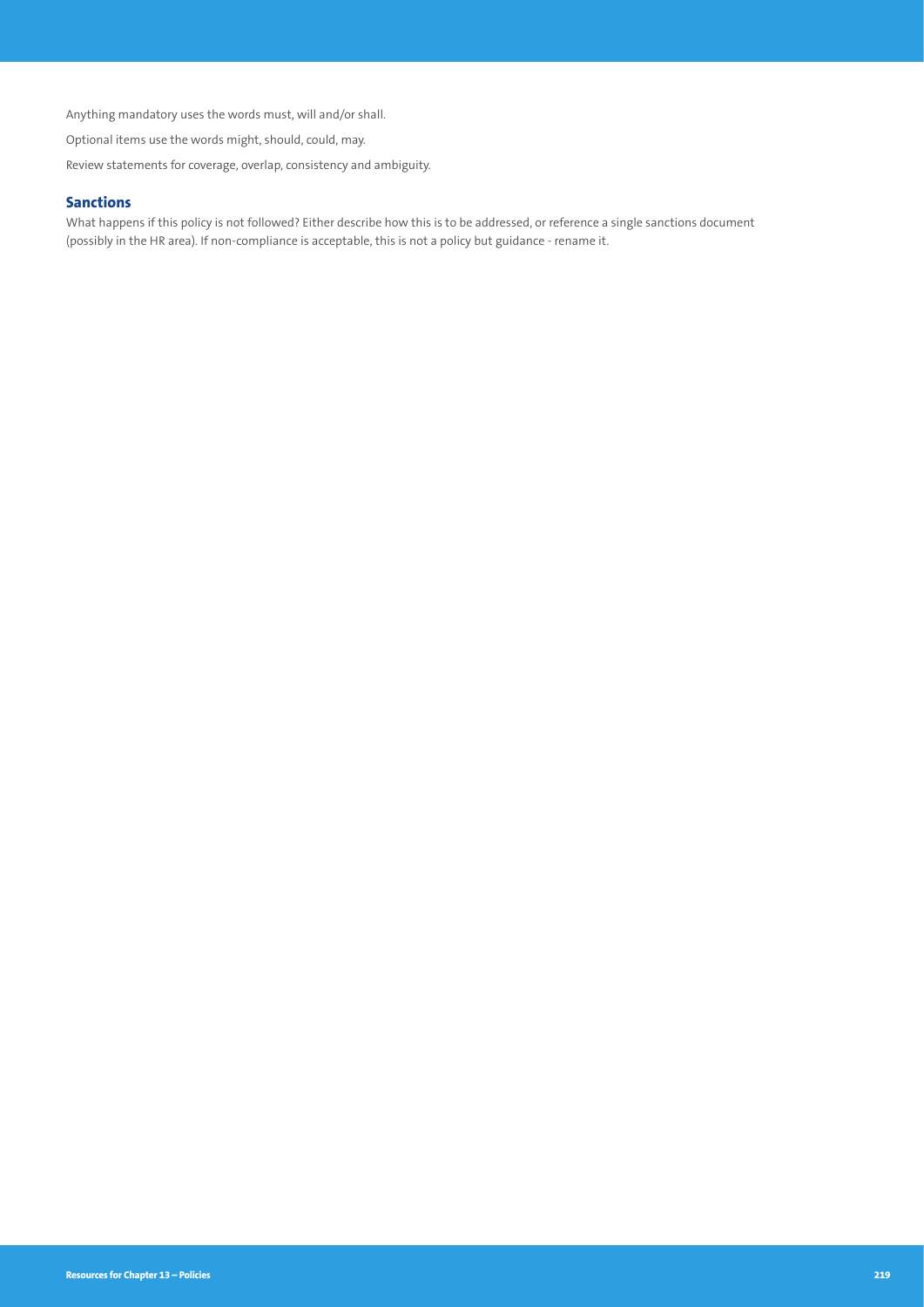Anything mandatory uses the words must, will and/or shall.

Optional items use the words might, should, could, may.

Review statements for coverage, overlap, consistency and ambiguity.

### Sanctions

What happens if this policy is not followed? Either describe how this is to be addressed, or reference a single sanctions document (possibly in the HR area). If non-compliance is acceptable, this is not a policy but guidance - rename it.